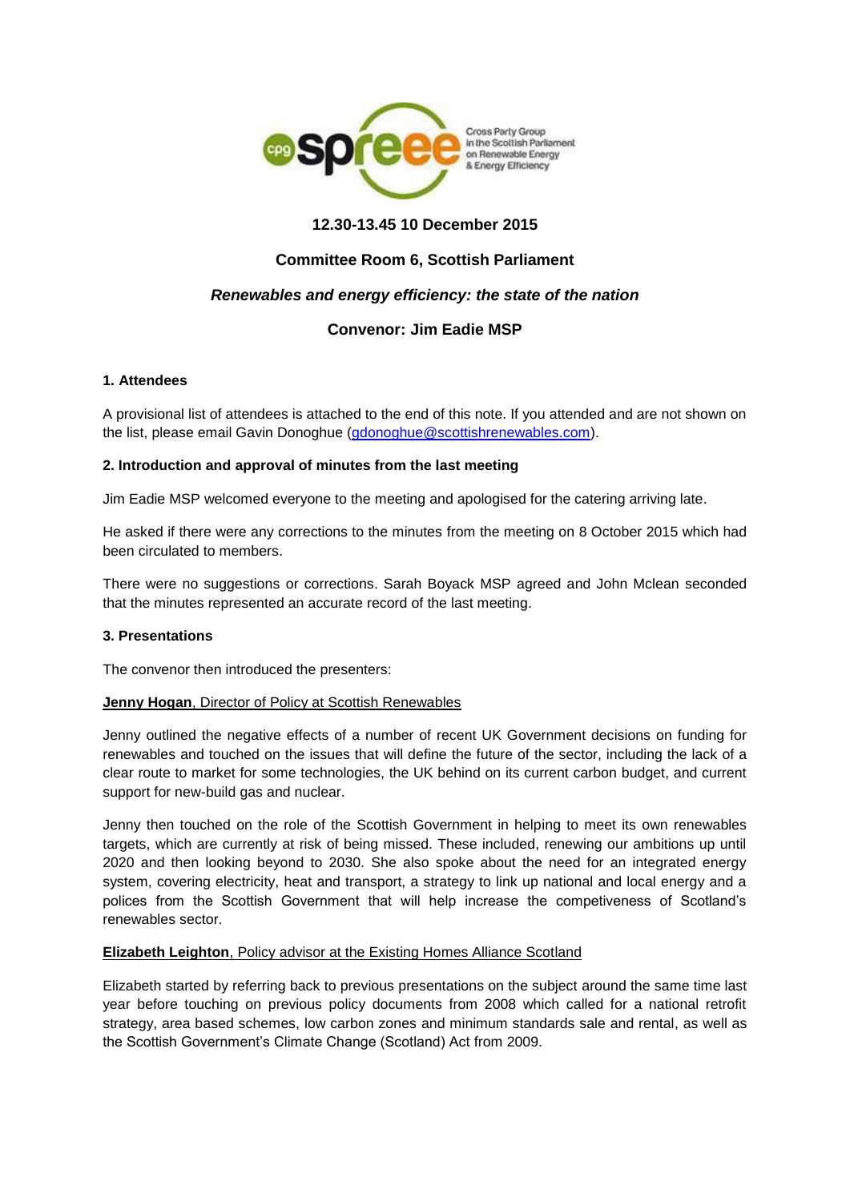**12.30-13.45 10 December 2015**

**Committee Room 6, Scottish Parliament**

***Renewables and energy efficiency: the state of the nation***

**Convenor: Jim Eadie MSP**

## 1. Attendees

A provisional list of attendees is attached to the end of this note. If you attended and are not shown on the list, please email Gavin Donoghue (gdonoghue@scottishrenewables.com).

## 2. Introduction and approval of minutes from the last meeting

Jim Eadie MSP welcomed everyone to the meeting and apologised for the catering arriving late.

He asked if there were any corrections to the minutes from the meeting on 8 October 2015 which had been circulated to members.

There were no suggestions or corrections. Sarah Boyack MSP agreed and John Mclean seconded that the minutes represented an accurate record of the last meeting.

## 3. Presentations

The convenor then introduced the presenters:

**Jenny Hogan**, Director of Policy at Scottish Renewables

Jenny outlined the negative effects of a number of recent UK Government decisions on funding for renewables and touched on the issues that will define the future of the sector, including the lack of a clear route to market for some technologies, the UK behind on its current carbon budget, and current support for new-build gas and nuclear.

Jenny then touched on the role of the Scottish Government in helping to meet its own renewables targets, which are currently at risk of being missed. These included, renewing our ambitions up until 2020 and then looking beyond to 2030. She also spoke about the need for an integrated energy system, covering electricity, heat and transport, a strategy to link up national and local energy and a polices from the Scottish Government that will help increase the competiveness of Scotland's renewables sector.

**Elizabeth Leighton**, Policy advisor at the Existing Homes Alliance Scotland

Elizabeth started by referring back to previous presentations on the subject around the same time last year before touching on previous policy documents from 2008 which called for a national retrofit strategy, area based schemes, low carbon zones and minimum standards sale and rental, as well as the Scottish Government's Climate Change (Scotland) Act from 2009.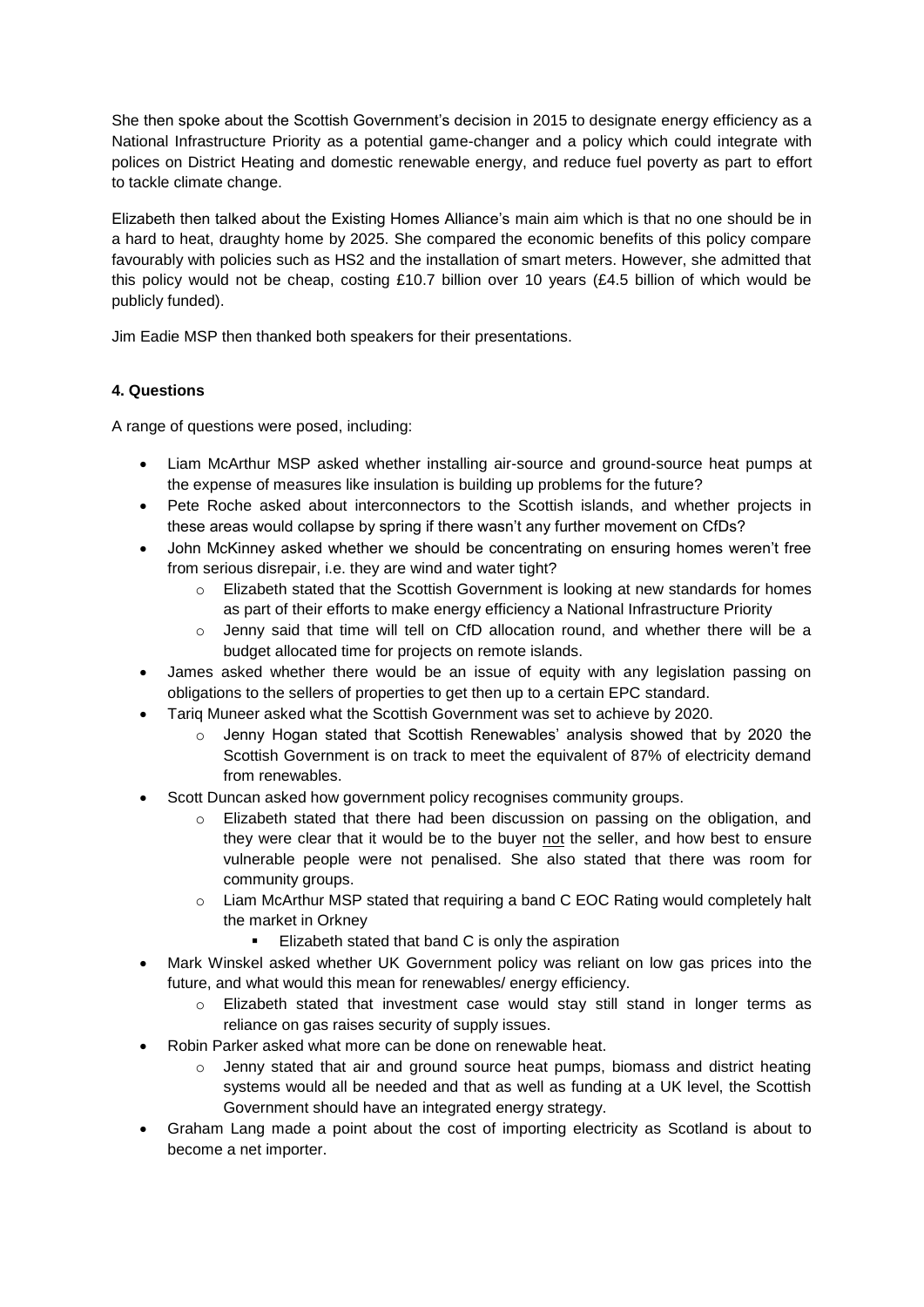She then spoke about the Scottish Government's decision in 2015 to designate energy efficiency as a National Infrastructure Priority as a potential game-changer and a policy which could integrate with polices on District Heating and domestic renewable energy, and reduce fuel poverty as part to effort to tackle climate change.

Elizabeth then talked about the Existing Homes Alliance's main aim which is that no one should be in a hard to heat, draughty home by 2025. She compared the economic benefits of this policy compare favourably with policies such as HS2 and the installation of smart meters. However, she admitted that this policy would not be cheap, costing £10.7 billion over 10 years (£4.5 billion of which would be publicly funded).

Jim Eadie MSP then thanked both speakers for their presentations.

**4. Questions**

A range of questions were posed, including:

- Liam McArthur MSP asked whether installing air-source and ground-source heat pumps at the expense of measures like insulation is building up problems for the future?
- Pete Roche asked about interconnectors to the Scottish islands, and whether projects in these areas would collapse by spring if there wasn't any further movement on CfDs?
- John McKinney asked whether we should be concentrating on ensuring homes weren't free from serious disrepair, i.e. they are wind and water tight?
  - Elizabeth stated that the Scottish Government is looking at new standards for homes as part of their efforts to make energy efficiency a National Infrastructure Priority
  - Jenny said that time will tell on CfD allocation round, and whether there will be a budget allocated time for projects on remote islands.
- James asked whether there would be an issue of equity with any legislation passing on obligations to the sellers of properties to get then up to a certain EPC standard.
- Tariq Muneer asked what the Scottish Government was set to achieve by 2020.
  - Jenny Hogan stated that Scottish Renewables' analysis showed that by 2020 the Scottish Government is on track to meet the equivalent of 87% of electricity demand from renewables.
- Scott Duncan asked how government policy recognises community groups.
  - Elizabeth stated that there had been discussion on passing on the obligation, and they were clear that it would be to the buyer <u>not</u> the seller, and how best to ensure vulnerable people were not penalised. She also stated that there was room for community groups.
  - Liam McArthur MSP stated that requiring a band C EOC Rating would completely halt the market in Orkney
    - Elizabeth stated that band C is only the aspiration
- Mark Winskel asked whether UK Government policy was reliant on low gas prices into the future, and what would this mean for renewables/ energy efficiency.
  - Elizabeth stated that investment case would stay still stand in longer terms as reliance on gas raises security of supply issues.
- Robin Parker asked what more can be done on renewable heat.
  - Jenny stated that air and ground source heat pumps, biomass and district heating systems would all be needed and that as well as funding at a UK level, the Scottish Government should have an integrated energy strategy.
- Graham Lang made a point about the cost of importing electricity as Scotland is about to become a net importer.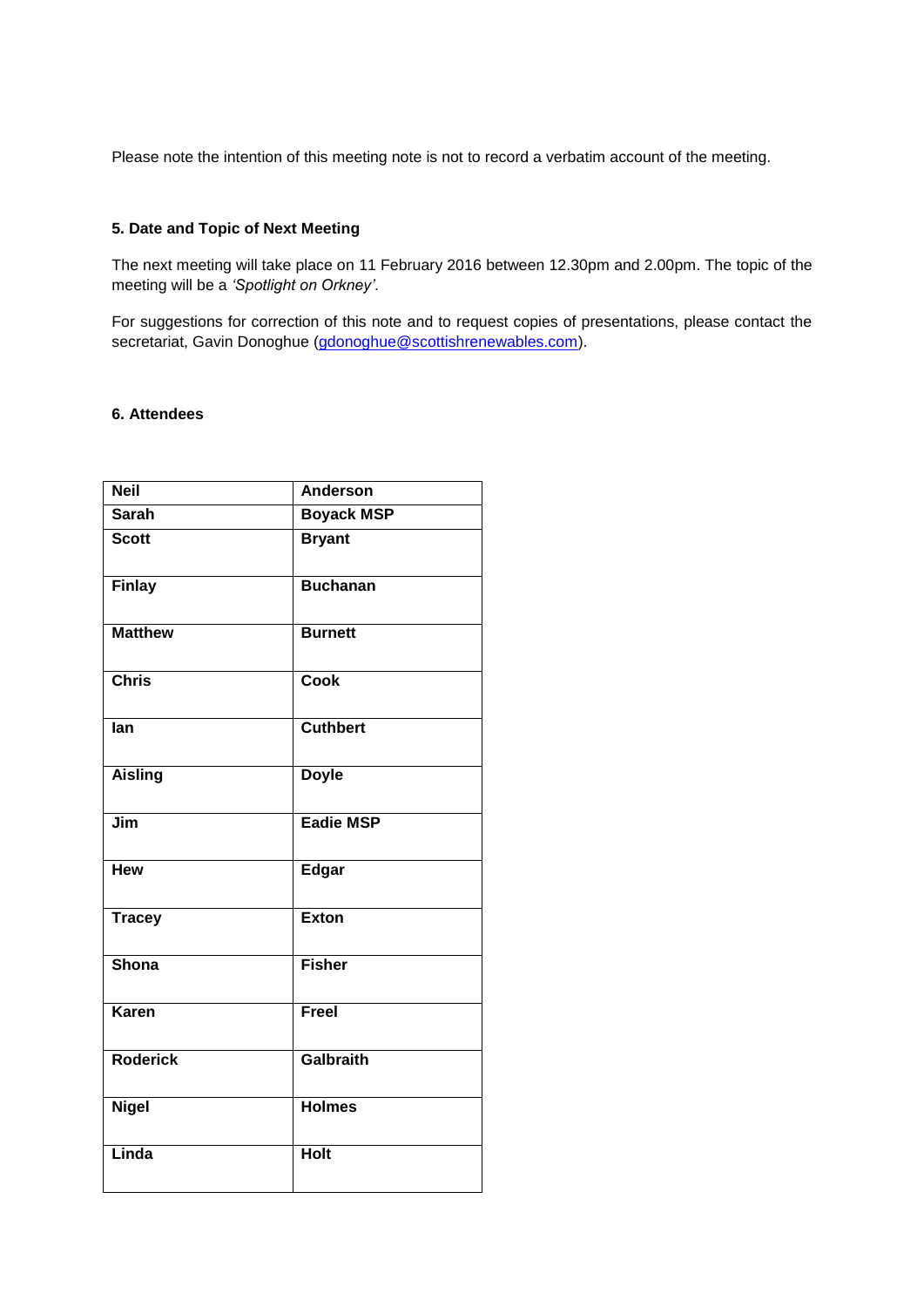Please note the intention of this meeting note is not to record a verbatim account of the meeting.

### 5. Date and Topic of Next Meeting

The next meeting will take place on 11 February 2016 between 12.30pm and 2.00pm. The topic of the meeting will be a *'Spotlight on Orkney'*.

For suggestions for correction of this note and to request copies of presentations, please contact the secretariat, Gavin Donoghue (gdonoghue@scottishrenewables.com).

### 6. Attendees

| **Neil** | **Anderson** |
|---|---|
| **Sarah** | **Boyack MSP** |
| **Scott** | **Bryant** |
| **Finlay** | **Buchanan** |
| **Matthew** | **Burnett** |
| **Chris** | **Cook** |
| **Ian** | **Cuthbert** |
| **Aisling** | **Doyle** |
| **Jim** | **Eadie MSP** |
| **Hew** | **Edgar** |
| **Tracey** | **Exton** |
| **Shona** | **Fisher** |
| **Karen** | **Freel** |
| **Roderick** | **Galbraith** |
| **Nigel** | **Holmes** |
| **Linda** | **Holt** |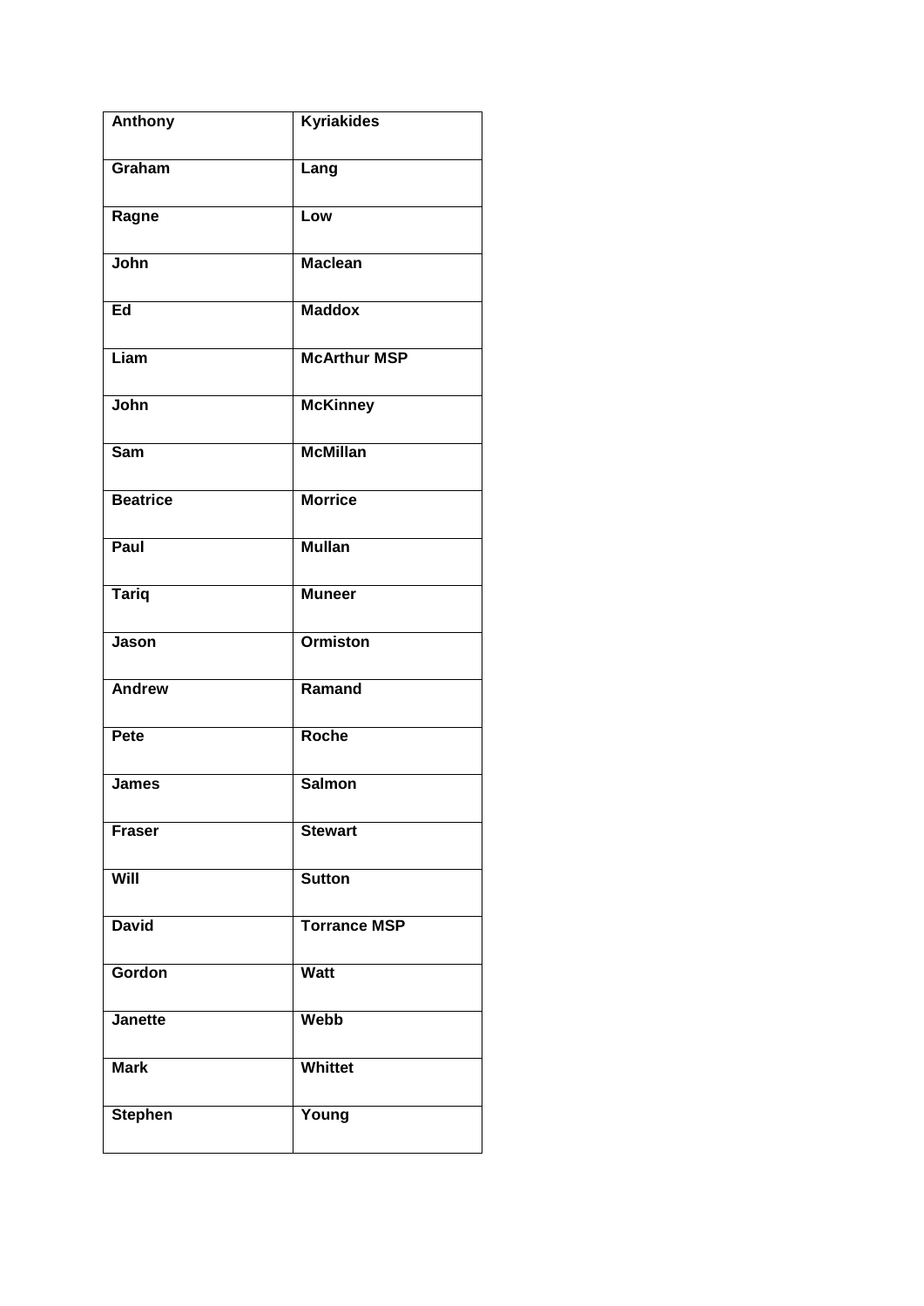| | |
|---|---|
| **Anthony** | **Kyriakides** |
| **Graham** | **Lang** |
| **Ragne** | **Low** |
| **John** | **Maclean** |
| **Ed** | **Maddox** |
| **Liam** | **McArthur MSP** |
| **John** | **McKinney** |
| **Sam** | **McMillan** |
| **Beatrice** | **Morrice** |
| **Paul** | **Mullan** |
| **Tariq** | **Muneer** |
| **Jason** | **Ormiston** |
| **Andrew** | **Ramand** |
| **Pete** | **Roche** |
| **James** | **Salmon** |
| **Fraser** | **Stewart** |
| **Will** | **Sutton** |
| **David** | **Torrance MSP** |
| **Gordon** | **Watt** |
| **Janette** | **Webb** |
| **Mark** | **Whittet** |
| **Stephen** | **Young** |